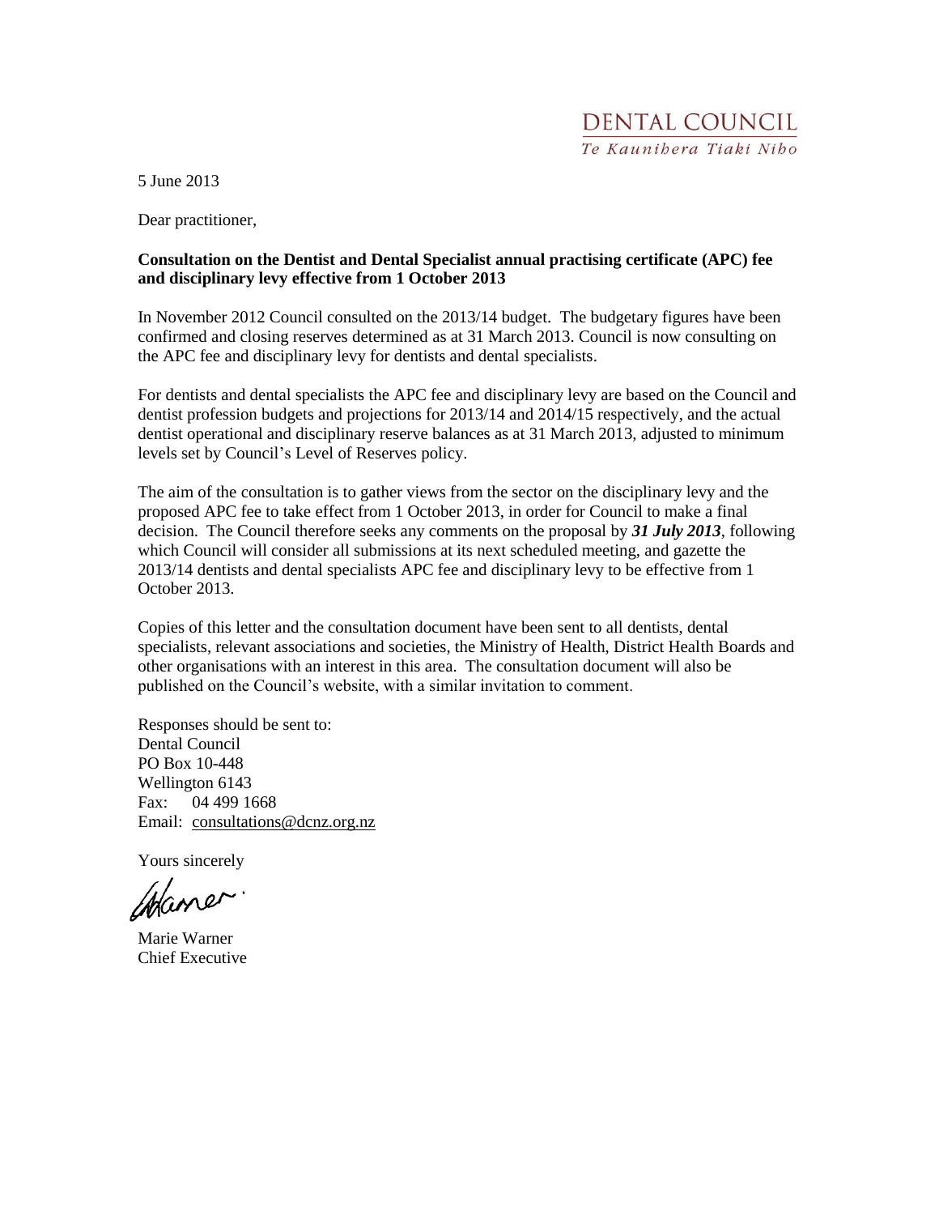DENTAL COUNCIL
*Te Kaunihera Tiaki Niho*

5 June 2013

Dear practitioner,

**Consultation on the Dentist and Dental Specialist annual practising certificate (APC) fee and disciplinary levy effective from 1 October 2013**

In November 2012 Council consulted on the 2013/14 budget. The budgetary figures have been confirmed and closing reserves determined as at 31 March 2013. Council is now consulting on the APC fee and disciplinary levy for dentists and dental specialists.

For dentists and dental specialists the APC fee and disciplinary levy are based on the Council and dentist profession budgets and projections for 2013/14 and 2014/15 respectively, and the actual dentist operational and disciplinary reserve balances as at 31 March 2013, adjusted to minimum levels set by Council's Level of Reserves policy.

The aim of the consultation is to gather views from the sector on the disciplinary levy and the proposed APC fee to take effect from 1 October 2013, in order for Council to make a final decision. The Council therefore seeks any comments on the proposal by ***31 July 2013***, following which Council will consider all submissions at its next scheduled meeting, and gazette the 2013/14 dentists and dental specialists APC fee and disciplinary levy to be effective from 1 October 2013.

Copies of this letter and the consultation document have been sent to all dentists, dental specialists, relevant associations and societies, the Ministry of Health, District Health Boards and other organisations with an interest in this area. The consultation document will also be published on the Council's website, with a similar invitation to comment.

Responses should be sent to:
Dental Council
PO Box 10-448
Wellington 6143
Fax: 04 499 1668
Email: consultations@dcnz.org.nz

Yours sincerely

Marie Warner
Chief Executive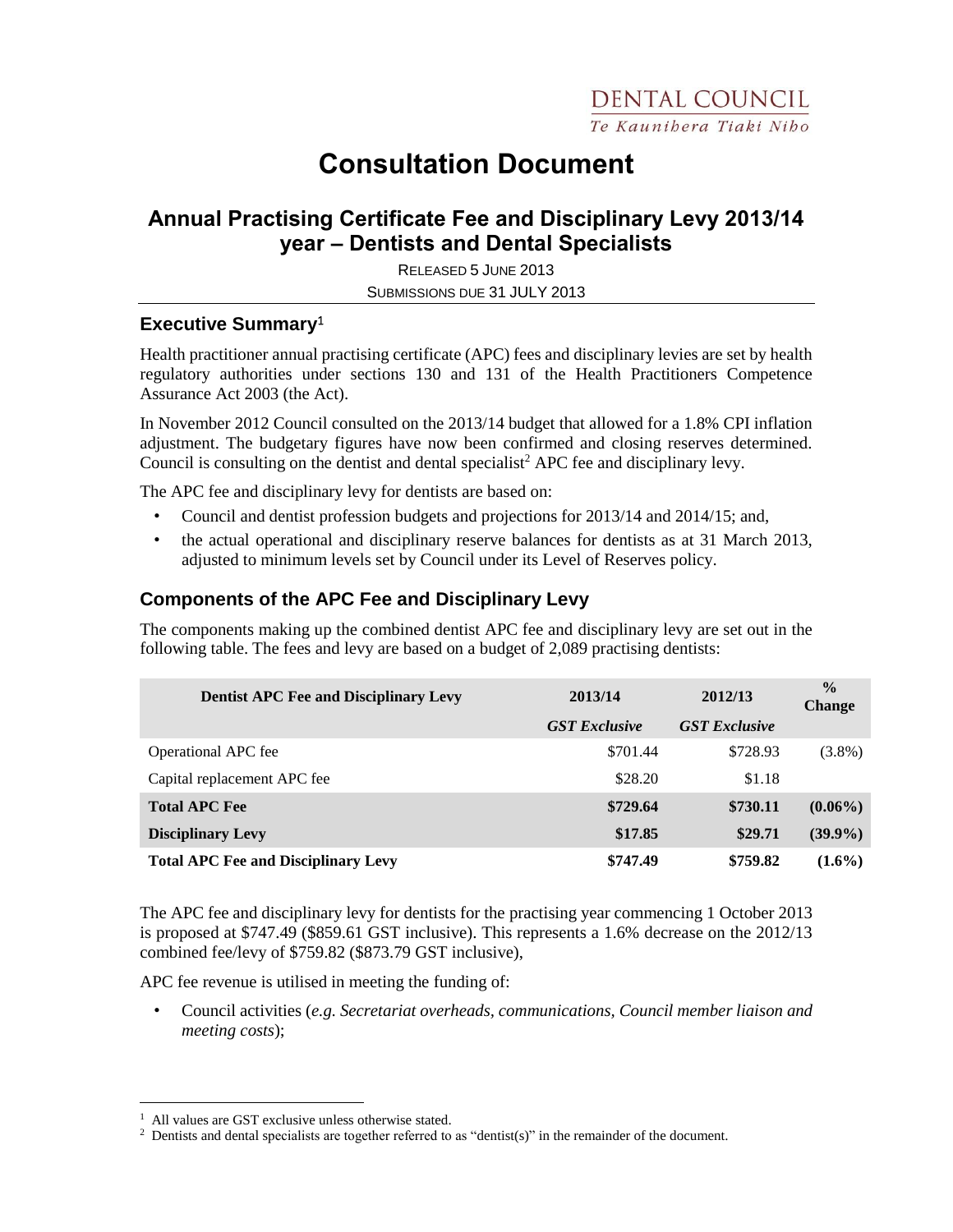DENTAL COUNCIL
Te Kaunihera Tiaki Niho

# Consultation Document

## Annual Practising Certificate Fee and Disciplinary Levy 2013/14 year – Dentists and Dental Specialists

RELEASED 5 JUNE 2013

SUBMISSIONS DUE 31 JULY 2013

### Executive Summary[1]

Health practitioner annual practising certificate (APC) fees and disciplinary levies are set by health regulatory authorities under sections 130 and 131 of the Health Practitioners Competence Assurance Act 2003 (the Act).

In November 2012 Council consulted on the 2013/14 budget that allowed for a 1.8% CPI inflation adjustment. The budgetary figures have now been confirmed and closing reserves determined. Council is consulting on the dentist and dental specialist[2] APC fee and disciplinary levy.

The APC fee and disciplinary levy for dentists are based on:

- Council and dentist profession budgets and projections for 2013/14 and 2014/15; and,
- the actual operational and disciplinary reserve balances for dentists as at 31 March 2013, adjusted to minimum levels set by Council under its Level of Reserves policy.

### Components of the APC Fee and Disciplinary Levy

The components making up the combined dentist APC fee and disciplinary levy are set out in the following table. The fees and levy are based on a budget of 2,089 practising dentists:

| Dentist APC Fee and Disciplinary Levy | 2013/14 | 2012/13 | % Change |
|---|---|---|---|
| | *GST Exclusive* | *GST Exclusive* | |
| Operational APC fee | $701.44 | $728.93 | (3.8%) |
| Capital replacement APC fee | $28.20 | $1.18 | |
| **Total APC Fee** | **$729.64** | **$730.11** | **(0.06%)** |
| **Disciplinary Levy** | **$17.85** | **$29.71** | **(39.9%)** |
| **Total APC Fee and Disciplinary Levy** | **$747.49** | **$759.82** | **(1.6%)** |

The APC fee and disciplinary levy for dentists for the practising year commencing 1 October 2013 is proposed at $747.49 ($859.61 GST inclusive). This represents a 1.6% decrease on the 2012/13 combined fee/levy of $759.82 ($873.79 GST inclusive),

APC fee revenue is utilised in meeting the funding of:

- Council activities (*e.g. Secretariat overheads, communications, Council member liaison and meeting costs*);

[1] All values are GST exclusive unless otherwise stated.

[2] Dentists and dental specialists are together referred to as "dentist(s)" in the remainder of the document.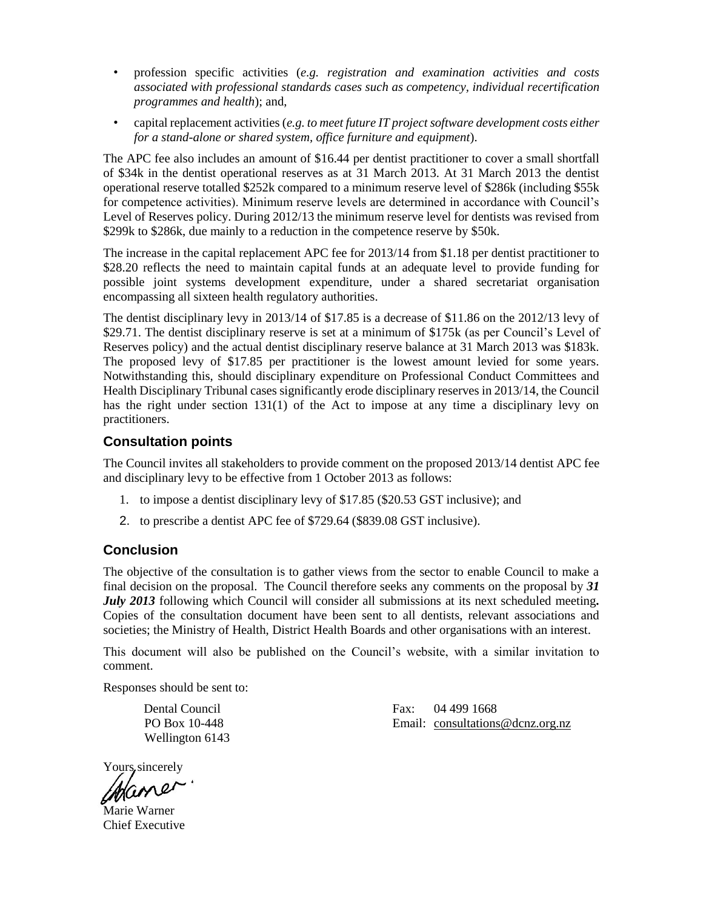- profession specific activities (*e.g. registration and examination activities and costs associated with professional standards cases such as competency, individual recertification programmes and health*); and,
- capital replacement activities (*e.g. to meet future IT project software development costs either for a stand-alone or shared system, office furniture and equipment*).

The APC fee also includes an amount of $16.44 per dentist practitioner to cover a small shortfall of $34k in the dentist operational reserves as at 31 March 2013. At 31 March 2013 the dentist operational reserve totalled $252k compared to a minimum reserve level of $286k (including $55k for competence activities). Minimum reserve levels are determined in accordance with Council's Level of Reserves policy. During 2012/13 the minimum reserve level for dentists was revised from $299k to $286k, due mainly to a reduction in the competence reserve by $50k.

The increase in the capital replacement APC fee for 2013/14 from $1.18 per dentist practitioner to $28.20 reflects the need to maintain capital funds at an adequate level to provide funding for possible joint systems development expenditure, under a shared secretariat organisation encompassing all sixteen health regulatory authorities.

The dentist disciplinary levy in 2013/14 of $17.85 is a decrease of $11.86 on the 2012/13 levy of $29.71. The dentist disciplinary reserve is set at a minimum of $175k (as per Council's Level of Reserves policy) and the actual dentist disciplinary reserve balance at 31 March 2013 was $183k. The proposed levy of $17.85 per practitioner is the lowest amount levied for some years. Notwithstanding this, should disciplinary expenditure on Professional Conduct Committees and Health Disciplinary Tribunal cases significantly erode disciplinary reserves in 2013/14, the Council has the right under section 131(1) of the Act to impose at any time a disciplinary levy on practitioners.

## Consultation points

The Council invites all stakeholders to provide comment on the proposed 2013/14 dentist APC fee and disciplinary levy to be effective from 1 October 2013 as follows:

1. to impose a dentist disciplinary levy of $17.85 ($20.53 GST inclusive); and
2. to prescribe a dentist APC fee of $729.64 ($839.08 GST inclusive).

## Conclusion

The objective of the consultation is to gather views from the sector to enable Council to make a final decision on the proposal. The Council therefore seeks any comments on the proposal by ***31 July 2013*** following which Council will consider all submissions at its next scheduled meeting**.** Copies of the consultation document have been sent to all dentists, relevant associations and societies; the Ministry of Health, District Health Boards and other organisations with an interest.

This document will also be published on the Council's website, with a similar invitation to comment.

Responses should be sent to:

Dental Council
PO Box 10-448
Wellington 6143

Fax: 04 499 1668
Email: consultations@dcnz.org.nz

Yours sincerely

Marie Warner
Chief Executive